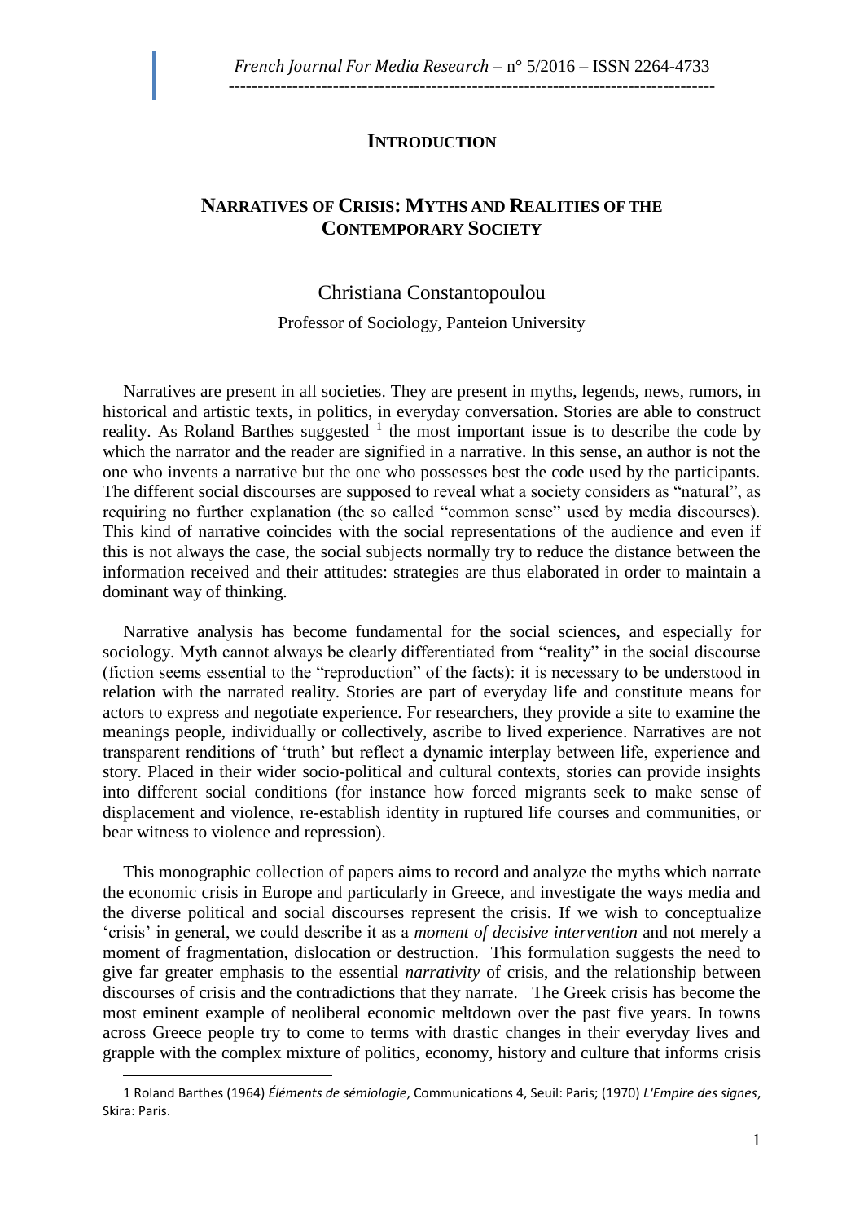# INTRODUCTION

## NARRATIVES OF CRISIS: MYTHS AND REALITIES OF THE CONTEMPORARY SOCIETY

Christiana Constantopoulou

Professor of Sociology, Panteion University

Narratives are present in all societies. They are present in myths, legends, news, rumors, in historical and artistic texts, in politics, in everyday conversation. Stories are able to construct reality. As Roland Barthes suggested [1] the most important issue is to describe the code by which the narrator and the reader are signified in a narrative. In this sense, an author is not the one who invents a narrative but the one who possesses best the code used by the participants. The different social discourses are supposed to reveal what a society considers as "natural", as requiring no further explanation (the so called "common sense" used by media discourses). This kind of narrative coincides with the social representations of the audience and even if this is not always the case, the social subjects normally try to reduce the distance between the information received and their attitudes: strategies are thus elaborated in order to maintain a dominant way of thinking.

Narrative analysis has become fundamental for the social sciences, and especially for sociology. Myth cannot always be clearly differentiated from "reality" in the social discourse (fiction seems essential to the "reproduction" of the facts): it is necessary to be understood in relation with the narrated reality. Stories are part of everyday life and constitute means for actors to express and negotiate experience. For researchers, they provide a site to examine the meanings people, individually or collectively, ascribe to lived experience. Narratives are not transparent renditions of 'truth' but reflect a dynamic interplay between life, experience and story. Placed in their wider socio-political and cultural contexts, stories can provide insights into different social conditions (for instance how forced migrants seek to make sense of displacement and violence, re-establish identity in ruptured life courses and communities, or bear witness to violence and repression).

This monographic collection of papers aims to record and analyze the myths which narrate the economic crisis in Europe and particularly in Greece, and investigate the ways media and the diverse political and social discourses represent the crisis. If we wish to conceptualize 'crisis' in general, we could describe it as a *moment of decisive intervention* and not merely a moment of fragmentation, dislocation or destruction. This formulation suggests the need to give far greater emphasis to the essential *narrativity* of crisis, and the relationship between discourses of crisis and the contradictions that they narrate. The Greek crisis has become the most eminent example of neoliberal economic meltdown over the past five years. In towns across Greece people try to come to terms with drastic changes in their everyday lives and grapple with the complex mixture of politics, economy, history and culture that informs crisis

---

1 Roland Barthes (1964) *Éléments de sémiologie*, Communications 4, Seuil: Paris; (1970) *L'Empire des signes*, Skira: Paris.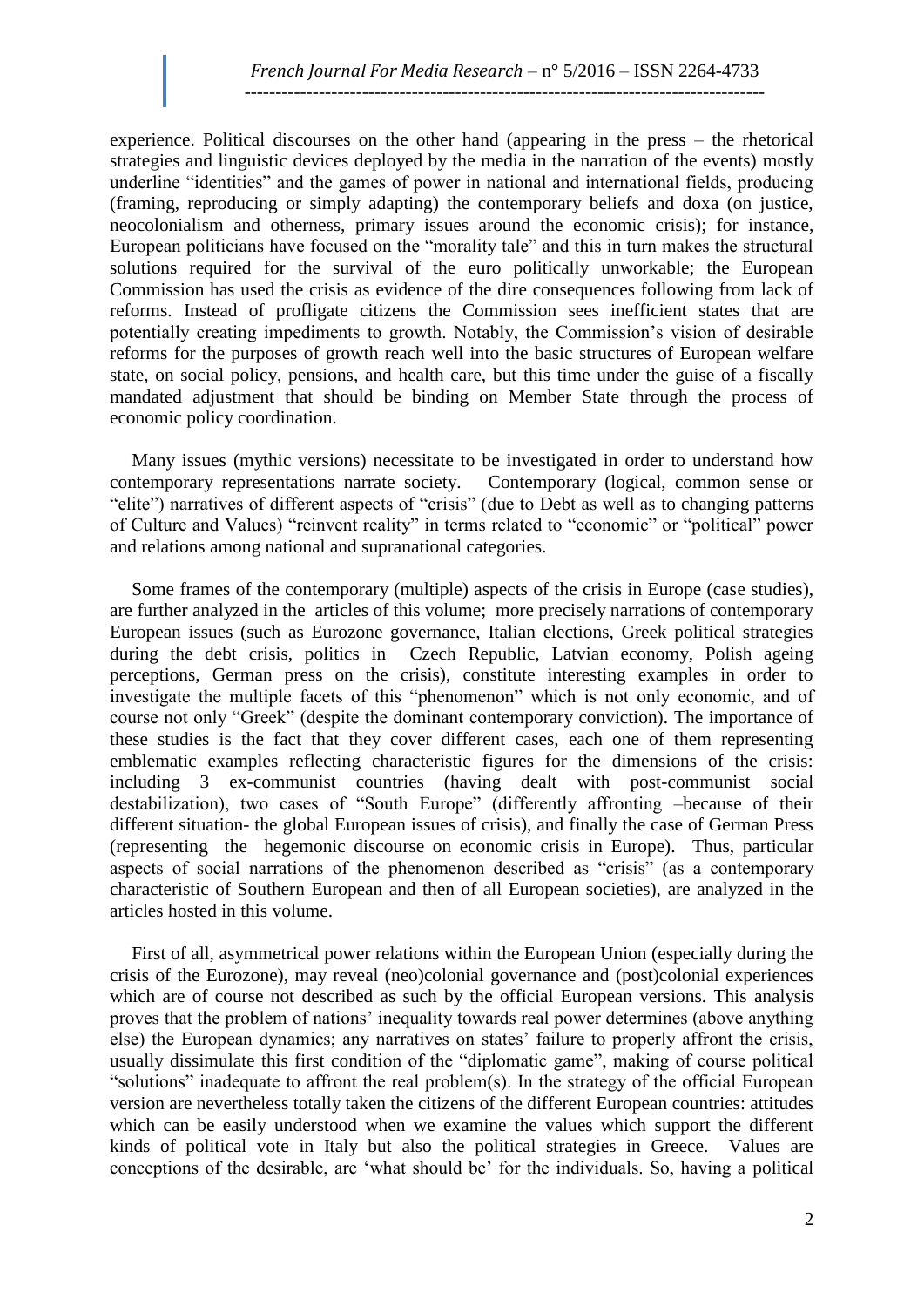experience. Political discourses on the other hand (appearing in the press – the rhetorical strategies and linguistic devices deployed by the media in the narration of the events) mostly underline "identities" and the games of power in national and international fields, producing (framing, reproducing or simply adapting) the contemporary beliefs and doxa (on justice, neocolonialism and otherness, primary issues around the economic crisis); for instance, European politicians have focused on the "morality tale" and this in turn makes the structural solutions required for the survival of the euro politically unworkable; the European Commission has used the crisis as evidence of the dire consequences following from lack of reforms. Instead of profligate citizens the Commission sees inefficient states that are potentially creating impediments to growth. Notably, the Commission's vision of desirable reforms for the purposes of growth reach well into the basic structures of European welfare state, on social policy, pensions, and health care, but this time under the guise of a fiscally mandated adjustment that should be binding on Member State through the process of economic policy coordination.

Many issues (mythic versions) necessitate to be investigated in order to understand how contemporary representations narrate society. Contemporary (logical, common sense or "elite") narratives of different aspects of "crisis" (due to Debt as well as to changing patterns of Culture and Values) "reinvent reality" in terms related to "economic" or "political" power and relations among national and supranational categories.

Some frames of the contemporary (multiple) aspects of the crisis in Europe (case studies), are further analyzed in the articles of this volume; more precisely narrations of contemporary European issues (such as Eurozone governance, Italian elections, Greek political strategies during the debt crisis, politics in Czech Republic, Latvian economy, Polish ageing perceptions, German press on the crisis), constitute interesting examples in order to investigate the multiple facets of this "phenomenon" which is not only economic, and of course not only "Greek" (despite the dominant contemporary conviction). The importance of these studies is the fact that they cover different cases, each one of them representing emblematic examples reflecting characteristic figures for the dimensions of the crisis: including 3 ex-communist countries (having dealt with post-communist social destabilization), two cases of "South Europe" (differently affronting –because of their different situation- the global European issues of crisis), and finally the case of German Press (representing the hegemonic discourse on economic crisis in Europe). Thus, particular aspects of social narrations of the phenomenon described as "crisis" (as a contemporary characteristic of Southern European and then of all European societies), are analyzed in the articles hosted in this volume.

First of all, asymmetrical power relations within the European Union (especially during the crisis of the Eurozone), may reveal (neo)colonial governance and (post)colonial experiences which are of course not described as such by the official European versions. This analysis proves that the problem of nations' inequality towards real power determines (above anything else) the European dynamics; any narratives on states' failure to properly affront the crisis, usually dissimulate this first condition of the "diplomatic game", making of course political "solutions" inadequate to affront the real problem(s). In the strategy of the official European version are nevertheless totally taken the citizens of the different European countries: attitudes which can be easily understood when we examine the values which support the different kinds of political vote in Italy but also the political strategies in Greece. Values are conceptions of the desirable, are 'what should be' for the individuals. So, having a political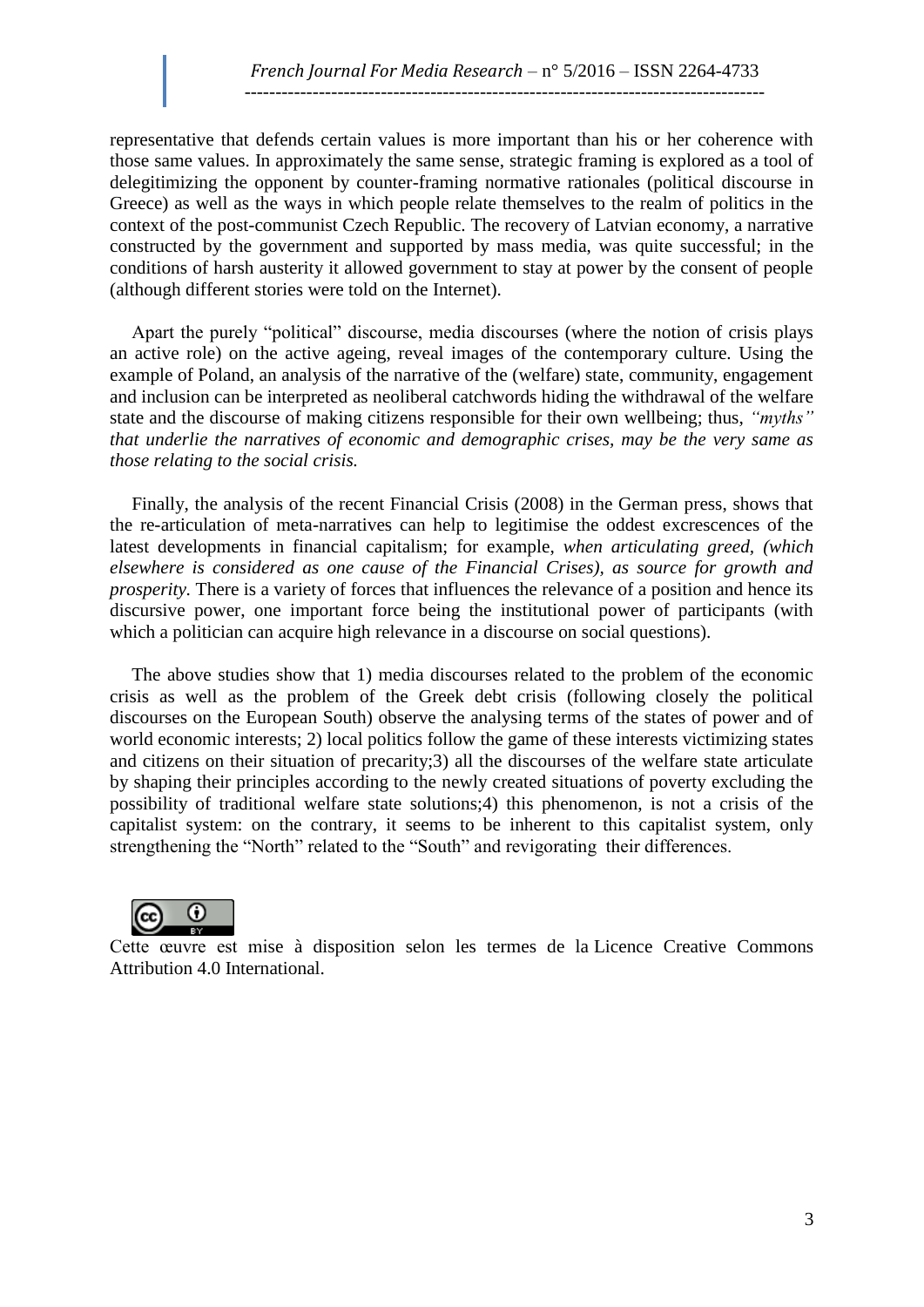representative that defends certain values is more important than his or her coherence with those same values. In approximately the same sense, strategic framing is explored as a tool of delegitimizing the opponent by counter-framing normative rationales (political discourse in Greece) as well as the ways in which people relate themselves to the realm of politics in the context of the post-communist Czech Republic. The recovery of Latvian economy, a narrative constructed by the government and supported by mass media, was quite successful; in the conditions of harsh austerity it allowed government to stay at power by the consent of people (although different stories were told on the Internet).

Apart the purely "political" discourse, media discourses (where the notion of crisis plays an active role) on the active ageing, reveal images of the contemporary culture. Using the example of Poland, an analysis of the narrative of the (welfare) state, community, engagement and inclusion can be interpreted as neoliberal catchwords hiding the withdrawal of the welfare state and the discourse of making citizens responsible for their own wellbeing; thus, *"myths" that underlie the narratives of economic and demographic crises, may be the very same as those relating to the social crisis.*

Finally, the analysis of the recent Financial Crisis (2008) in the German press, shows that the re-articulation of meta-narratives can help to legitimise the oddest excrescences of the latest developments in financial capitalism; for example, *when articulating greed, (which elsewhere is considered as one cause of the Financial Crises), as source for growth and prosperity.* There is a variety of forces that influences the relevance of a position and hence its discursive power, one important force being the institutional power of participants (with which a politician can acquire high relevance in a discourse on social questions).

The above studies show that 1) media discourses related to the problem of the economic crisis as well as the problem of the Greek debt crisis (following closely the political discourses on the European South) observe the analysing terms of the states of power and of world economic interests; 2) local politics follow the game of these interests victimizing states and citizens on their situation of precarity;3) all the discourses of the welfare state articulate by shaping their principles according to the newly created situations of poverty excluding the possibility of traditional welfare state solutions;4) this phenomenon, is not a crisis of the capitalist system: on the contrary, it seems to be inherent to this capitalist system, only strengthening the "North" related to the "South" and revigorating their differences.

Cette œuvre est mise à disposition selon les termes de la Licence Creative Commons Attribution 4.0 International.